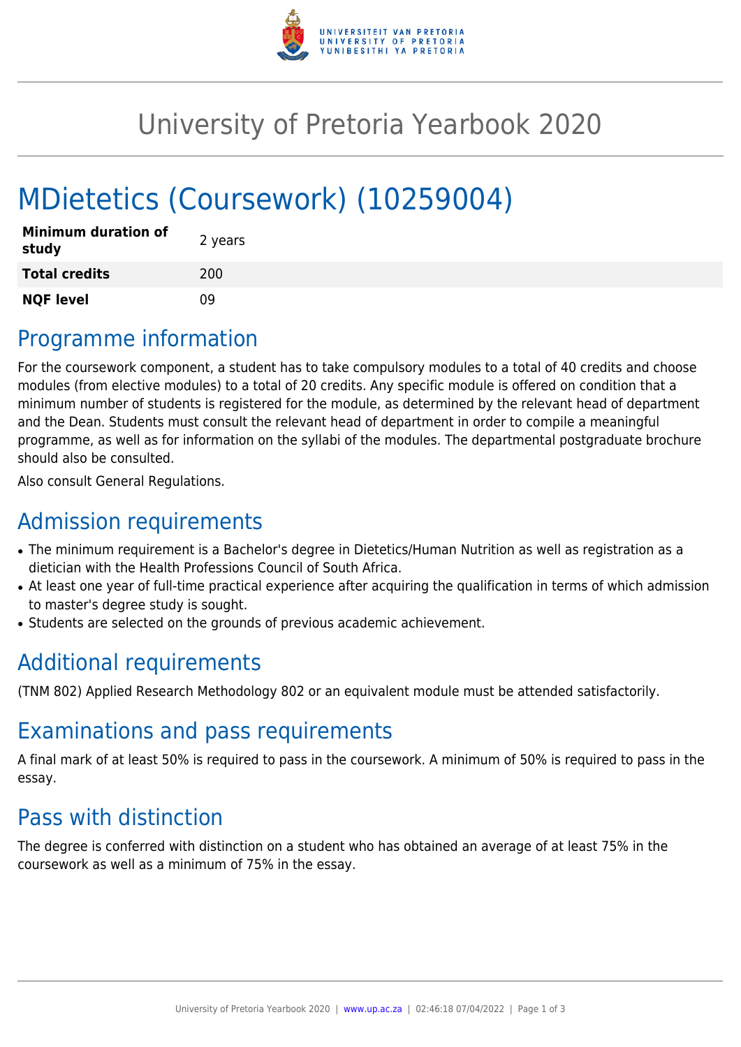# University of Pretoria Yearbook 2020

# MDietetics (Coursework) (10259004)

| **Minimum duration of study** | 2 years |
| --- | --- |
| **Total credits** | 200 |
| **NQF level** | 09 |

## Programme information

For the coursework component, a student has to take compulsory modules to a total of 40 credits and choose modules (from elective modules) to a total of 20 credits. Any specific module is offered on condition that a minimum number of students is registered for the module, as determined by the relevant head of department and the Dean. Students must consult the relevant head of department in order to compile a meaningful programme, as well as for information on the syllabi of the modules. The departmental postgraduate brochure should also be consulted.

Also consult General Regulations.

## Admission requirements

- The minimum requirement is a Bachelor's degree in Dietetics/Human Nutrition as well as registration as a dietician with the Health Professions Council of South Africa.
- At least one year of full-time practical experience after acquiring the qualification in terms of which admission to master's degree study is sought.
- Students are selected on the grounds of previous academic achievement.

## Additional requirements

(TNM 802) Applied Research Methodology 802 or an equivalent module must be attended satisfactorily.

## Examinations and pass requirements

A final mark of at least 50% is required to pass in the coursework. A minimum of 50% is required to pass in the essay.

## Pass with distinction

The degree is conferred with distinction on a student who has obtained an average of at least 75% in the coursework as well as a minimum of 75% in the essay.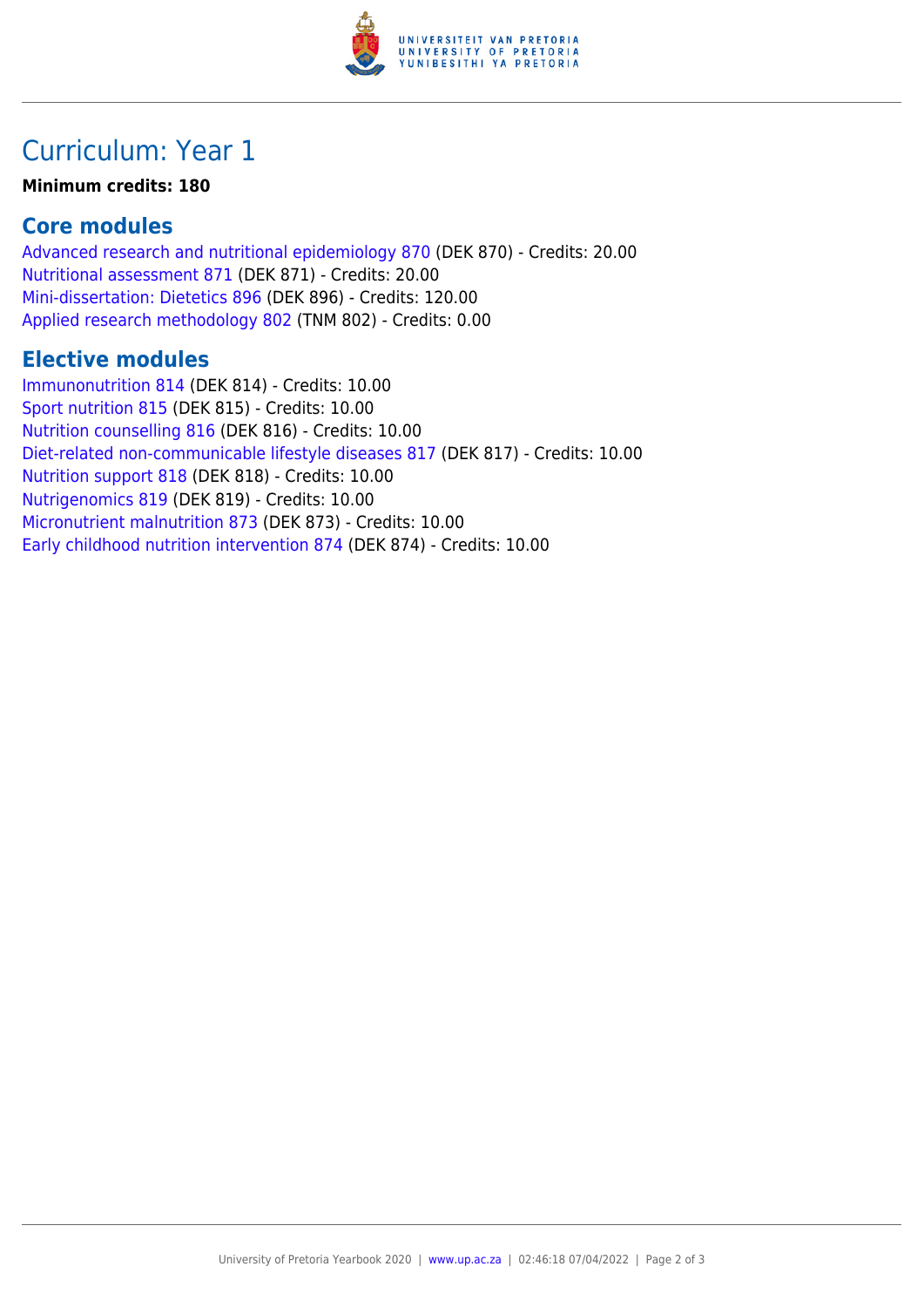# Curriculum: Year 1

**Minimum credits: 180**

## Core modules

Advanced research and nutritional epidemiology 870 (DEK 870) - Credits: 20.00
Nutritional assessment 871 (DEK 871) - Credits: 20.00
Mini-dissertation: Dietetics 896 (DEK 896) - Credits: 120.00
Applied research methodology 802 (TNM 802) - Credits: 0.00

## Elective modules

Immunonutrition 814 (DEK 814) - Credits: 10.00
Sport nutrition 815 (DEK 815) - Credits: 10.00
Nutrition counselling 816 (DEK 816) - Credits: 10.00
Diet-related non-communicable lifestyle diseases 817 (DEK 817) - Credits: 10.00
Nutrition support 818 (DEK 818) - Credits: 10.00
Nutrigenomics 819 (DEK 819) - Credits: 10.00
Micronutrient malnutrition 873 (DEK 873) - Credits: 10.00
Early childhood nutrition intervention 874 (DEK 874) - Credits: 10.00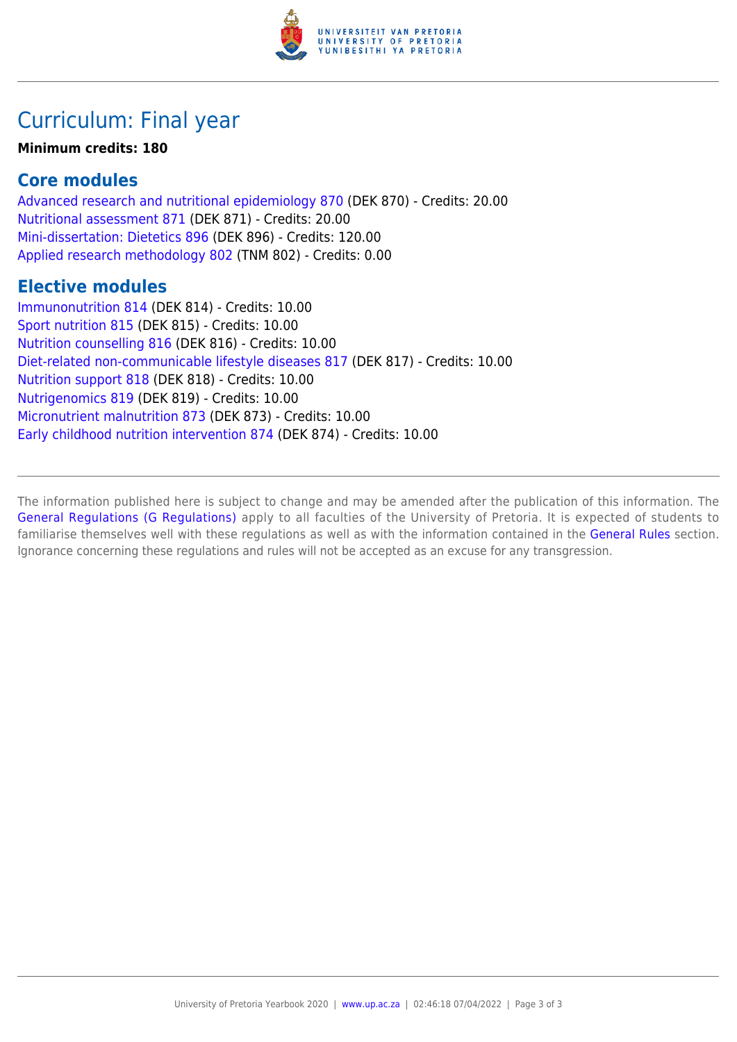## Curriculum: Final year

**Minimum credits: 180**

### Core modules

Advanced research and nutritional epidemiology 870 (DEK 870) - Credits: 20.00
Nutritional assessment 871 (DEK 871) - Credits: 20.00
Mini-dissertation: Dietetics 896 (DEK 896) - Credits: 120.00
Applied research methodology 802 (TNM 802) - Credits: 0.00

### Elective modules

Immunonutrition 814 (DEK 814) - Credits: 10.00
Sport nutrition 815 (DEK 815) - Credits: 10.00
Nutrition counselling 816 (DEK 816) - Credits: 10.00
Diet-related non-communicable lifestyle diseases 817 (DEK 817) - Credits: 10.00
Nutrition support 818 (DEK 818) - Credits: 10.00
Nutrigenomics 819 (DEK 819) - Credits: 10.00
Micronutrient malnutrition 873 (DEK 873) - Credits: 10.00
Early childhood nutrition intervention 874 (DEK 874) - Credits: 10.00

The information published here is subject to change and may be amended after the publication of this information. The General Regulations (G Regulations) apply to all faculties of the University of Pretoria. It is expected of students to familiarise themselves well with these regulations as well as with the information contained in the General Rules section. Ignorance concerning these regulations and rules will not be accepted as an excuse for any transgression.